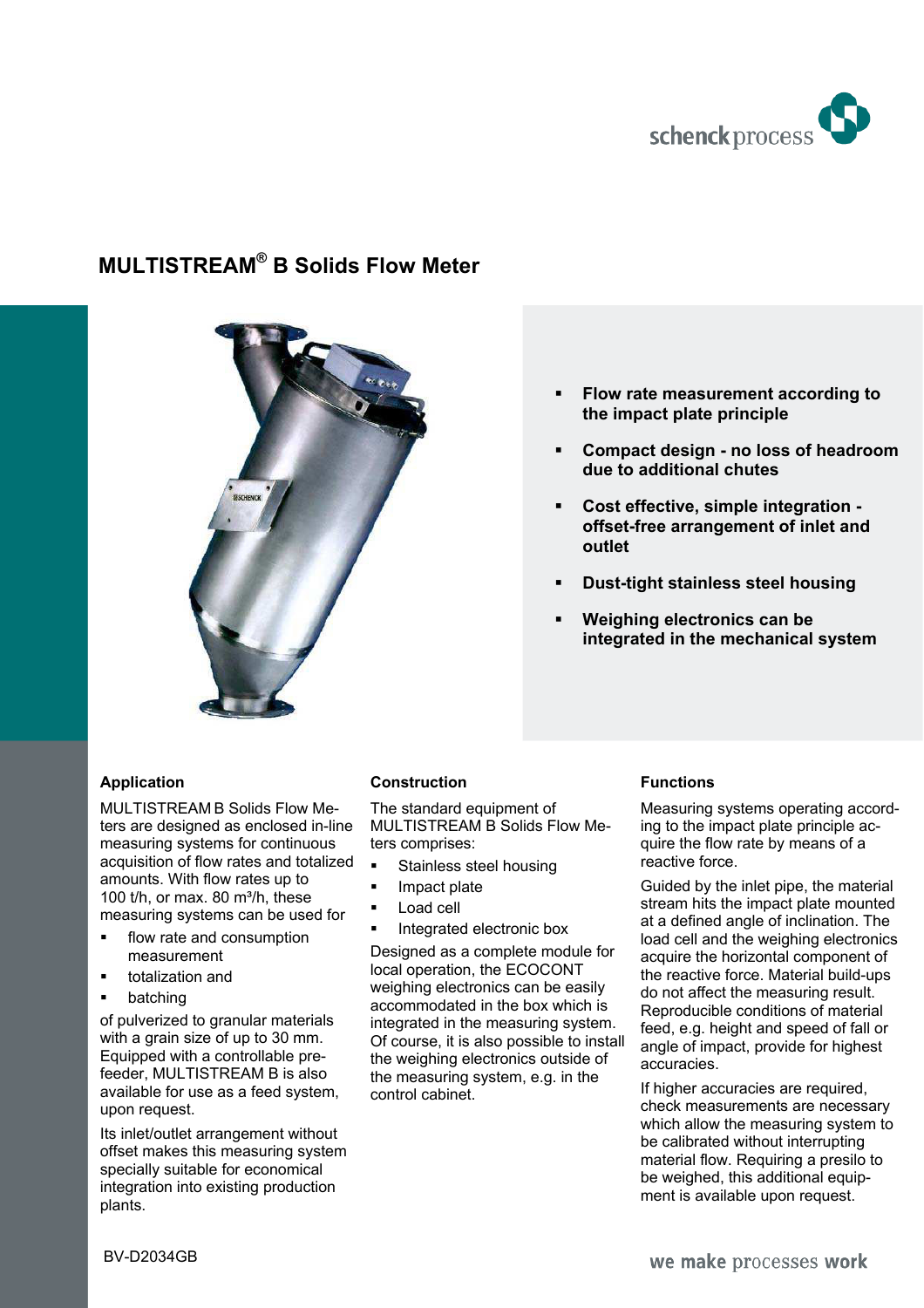# MULTISTREAM® B Solids Flow Meter

- **Flow rate measurement according to the impact plate principle**
- **Compact design - no loss of headroom due to additional chutes**
- **Cost effective, simple integration - offset-free arrangement of inlet and outlet**
- **Dust-tight stainless steel housing**
- **Weighing electronics can be integrated in the mechanical system**

## Application

MULTISTREAM B Solids Flow Meters are designed as enclosed in-line measuring systems for continuous acquisition of flow rates and totalized amounts. With flow rates up to 100 t/h, or max. 80 m³/h, these measuring systems can be used for

- flow rate and consumption measurement
- totalization and
- batching

of pulverized to granular materials with a grain size of up to 30 mm. Equipped with a controllable pre-feeder, MULTISTREAM B is also available for use as a feed system, upon request.

Its inlet/outlet arrangement without offset makes this measuring system specially suitable for economical integration into existing production plants.

## Construction

The standard equipment of MULTISTREAM B Solids Flow Meters comprises:

- Stainless steel housing
- Impact plate
- Load cell
- Integrated electronic box

Designed as a complete module for local operation, the ECOCONT weighing electronics can be easily accommodated in the box which is integrated in the measuring system. Of course, it is also possible to install the weighing electronics outside of the measuring system, e.g. in the control cabinet.

## Functions

Measuring systems operating according to the impact plate principle acquire the flow rate by means of a reactive force.

Guided by the inlet pipe, the material stream hits the impact plate mounted at a defined angle of inclination. The load cell and the weighing electronics acquire the horizontal component of the reactive force. Material build-ups do not affect the measuring result. Reproducible conditions of material feed, e.g. height and speed of fall or angle of impact, provide for highest accuracies.

If higher accuracies are required, check measurements are necessary which allow the measuring system to be calibrated without interrupting material flow. Requiring a presilo to be weighed, this additional equipment is available upon request.

BV-D2034GB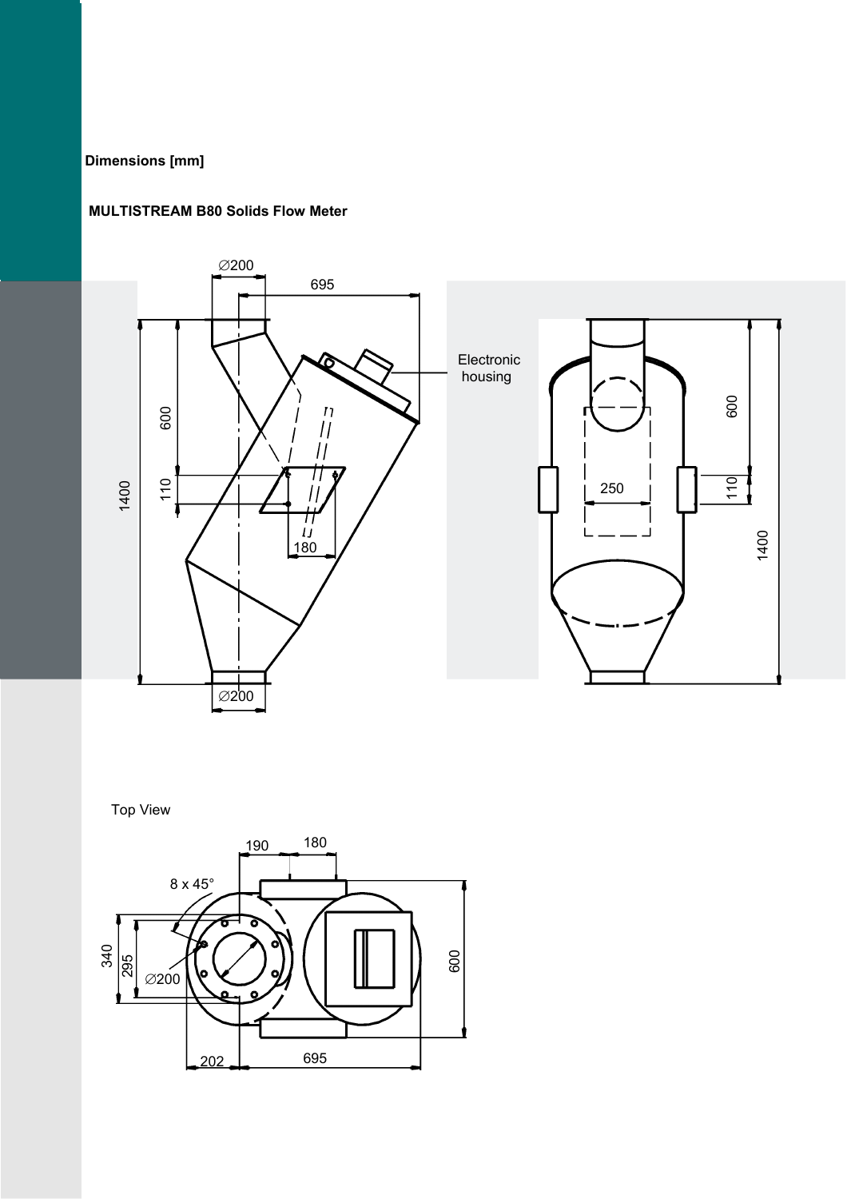**Dimensions [mm]**

**MULTISTREAM B80 Solids Flow Meter**

∅200

695

600

110

1400

180

∅200

Electronic housing

600

110

250

1400

Top View

190 180

8 x 45°

340

295

∅200

600

202

695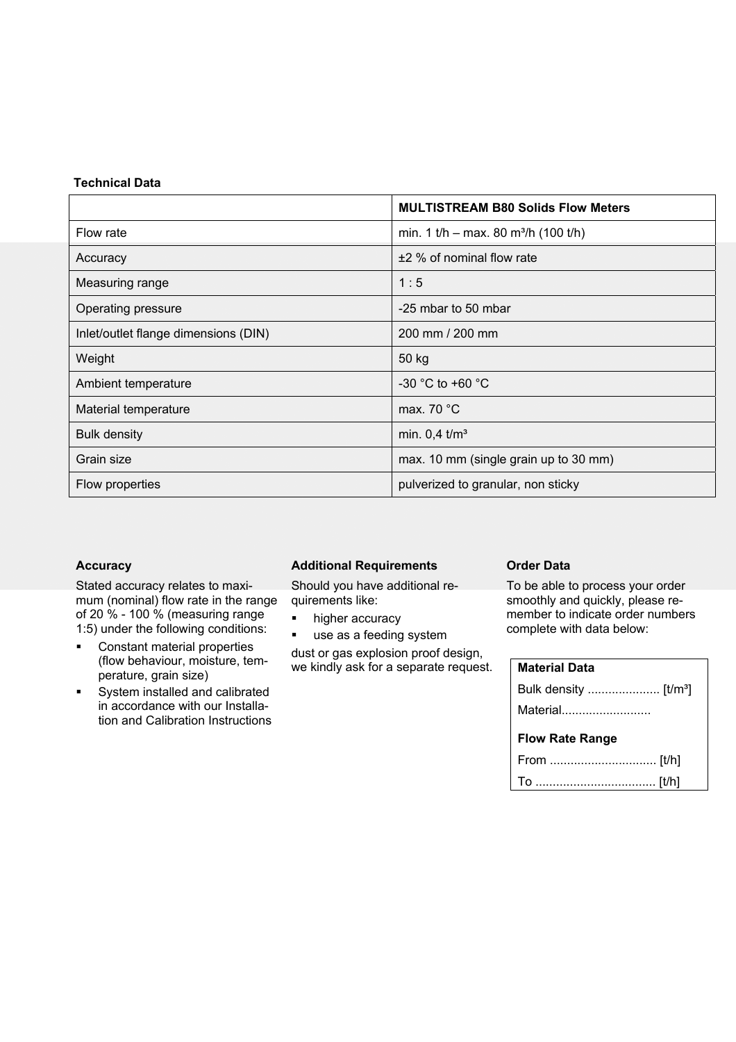### Technical Data

| | MULTISTREAM B80 Solids Flow Meters |
|---|---|
| Flow rate | min. 1 t/h – max. 80 m³/h (100 t/h) |
| Accuracy | ±2 % of nominal flow rate |
| Measuring range | 1 : 5 |
| Operating pressure | -25 mbar to 50 mbar |
| Inlet/outlet flange dimensions (DIN) | 200 mm / 200 mm |
| Weight | 50 kg |
| Ambient temperature | -30 °C to +60 °C |
| Material temperature | max. 70 °C |
| Bulk density | min. 0,4 t/m³ |
| Grain size | max. 10 mm (single grain up to 30 mm) |
| Flow properties | pulverized to granular, non sticky |

### Accuracy

Stated accuracy relates to maximum (nominal) flow rate in the range of 20 % - 100 % (measuring range 1:5) under the following conditions:

- Constant material properties (flow behaviour, moisture, temperature, grain size)
- System installed and calibrated in accordance with our Installation and Calibration Instructions

### Additional Requirements

Should you have additional requirements like:

- higher accuracy
- use as a feeding system

dust or gas explosion proof design, we kindly ask for a separate request.

### Order Data

To be able to process your order smoothly and quickly, please remember to indicate order numbers complete with data below:

**Material Data**

Bulk density ..................... [t/m³]

Material..........................

**Flow Rate Range**

From ............................... [t/h]

To ................................... [t/h]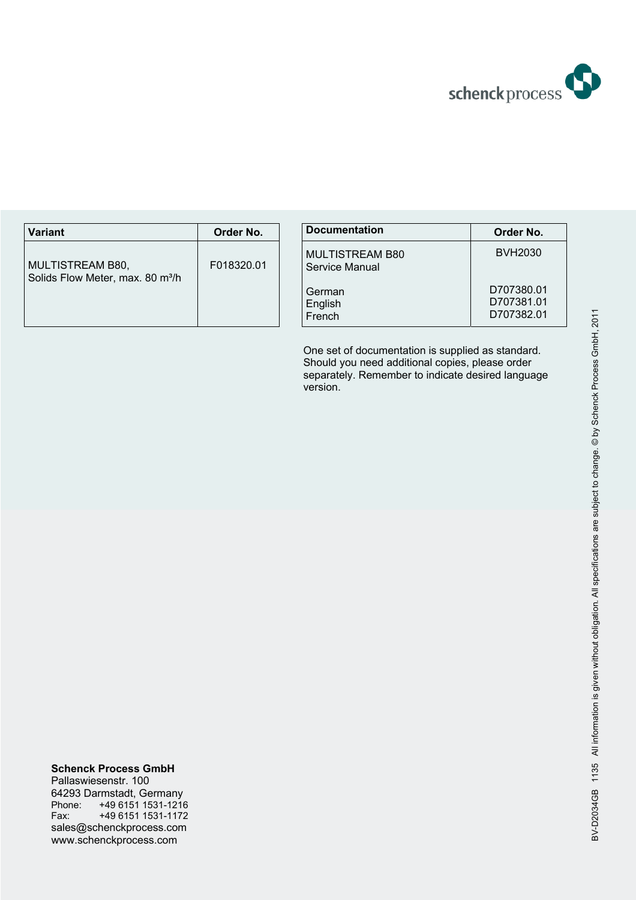schenck process

| Variant | Order No. |
|---|---|
| MULTISTREAM B80, Solids Flow Meter, max. 80 m³/h | F018320.01 |

| Documentation | Order No. |
|---|---|
| MULTISTREAM B80 Service Manual | BVH2030 |
| German | D707380.01 |
| English | D707381.01 |
| French | D707382.01 |

One set of documentation is supplied as standard. Should you need additional copies, please order separately. Remember to indicate desired language version.

**Schenck Process GmbH**
Pallaswiesenstr. 100
64293 Darmstadt, Germany
Phone: +49 6151 1531-1216
Fax: +49 6151 1531-1172
sales@schenckprocess.com
www.schenckprocess.com

BV-D2034GB 1135 All information is given without obligation. All specifications are subject to change. © by Schenck Process GmbH, 2011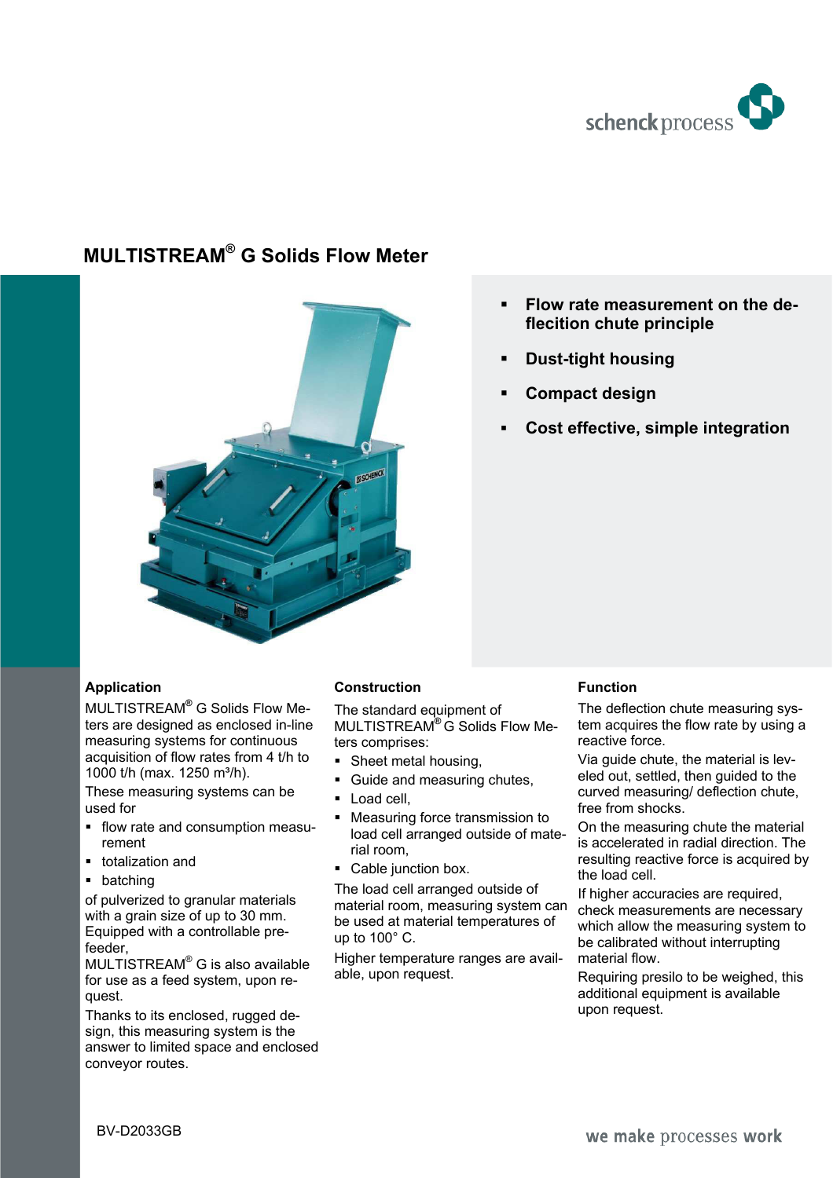schenck process

# MULTISTREAM® G Solids Flow Meter

- **Flow rate measurement on the deflecition chute principle**
- **Dust-tight housing**
- **Compact design**
- **Cost effective, simple integration**

### Application

MULTISTREAM® G Solids Flow Meters are designed as enclosed in-line measuring systems for continuous acquisition of flow rates from 4 t/h to 1000 t/h (max. 1250 m³/h).

These measuring systems can be used for

- flow rate and consumption measurement
- totalization and
- batching

of pulverized to granular materials with a grain size of up to 30 mm. Equipped with a controllable prefeeder, MULTISTREAM® G is also available for use as a feed system, upon request.

Thanks to its enclosed, rugged design, this measuring system is the answer to limited space and enclosed conveyor routes.

### Construction

The standard equipment of MULTISTREAM® G Solids Flow Meters comprises:

- Sheet metal housing,
- Guide and measuring chutes,
- Load cell,
- Measuring force transmission to load cell arranged outside of material room,
- Cable junction box.

The load cell arranged outside of material room, measuring system can be used at material temperatures of up to 100° C.

Higher temperature ranges are available, upon request.

### Function

The deflection chute measuring system acquires the flow rate by using a reactive force.

Via guide chute, the material is leveled out, settled, then guided to the curved measuring/ deflection chute, free from shocks.

On the measuring chute the material is accelerated in radial direction. The resulting reactive force is acquired by the load cell.

If higher accuracies are required, check measurements are necessary which allow the measuring system to be calibrated without interrupting material flow.

Requiring presilo to be weighed, this additional equipment is available upon request.

BV-D2033GB

we make processes work